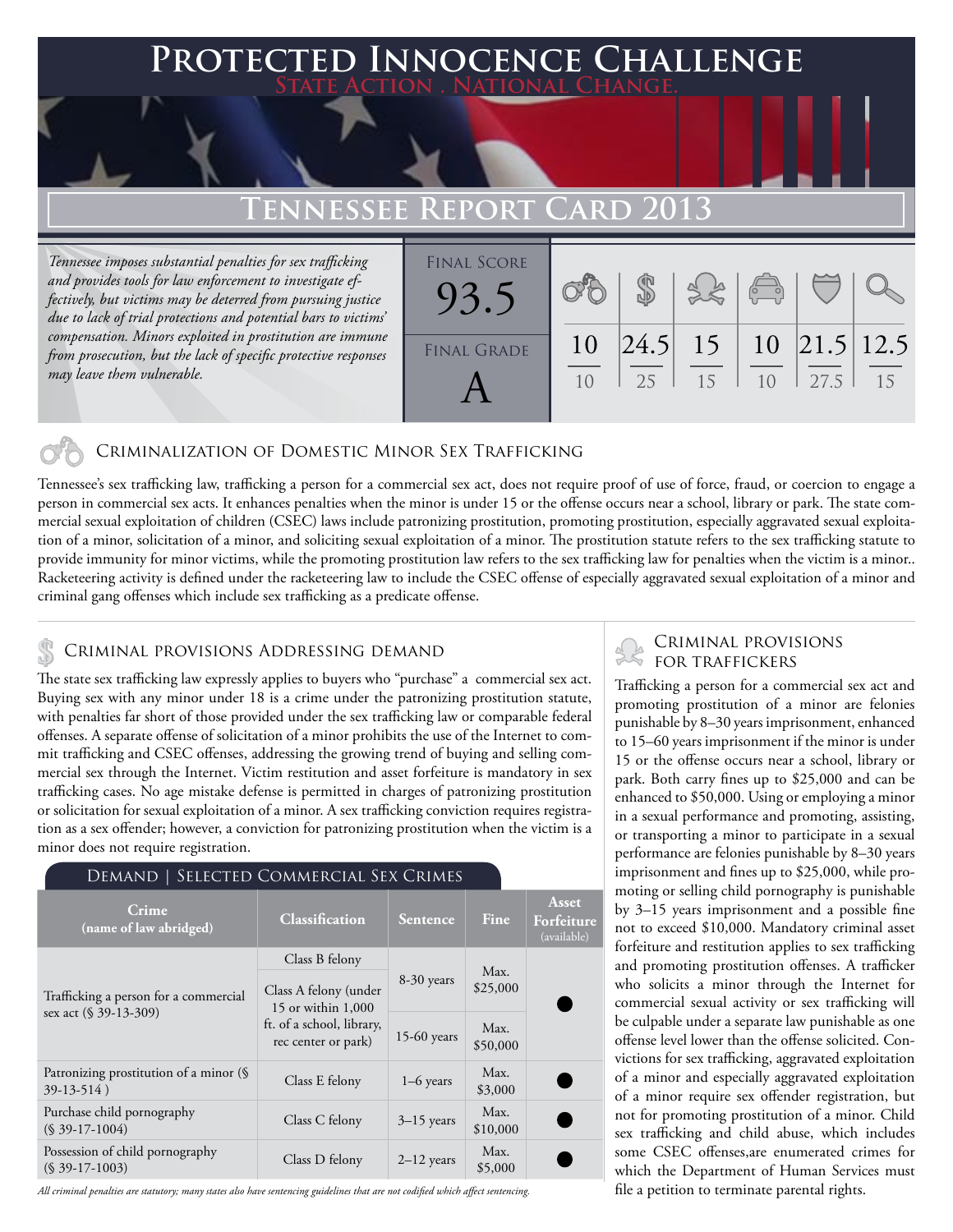# Protected Innocence Challenge

State Action . National Change.

## Tennessee Report Card 2013

*Tennessee imposes substantial penalties for sex trafficking and provides tools for law enforcement to investigate effectively, but victims may be deterred from pursuing justice due to lack of trial protections and potential bars to victims' compensation. Minors exploited in prostitution are immune from prosecution, but the lack of specific protective responses may leave them vulnerable.*

| Final Score | Final Grade |
|---|---|
| 93.5 | A |

| Criminalization | Demand | Traffickers | Facilitators | Protective Provisions | Criminal Justice Tools |
|---|---|---|---|---|---|
| 10/10 | 24.5/25 | 15/15 | 10/10 | 21.5/27.5 | 12.5/15 |

### Criminalization of Domestic Minor Sex Trafficking

Tennessee's sex trafficking law, trafficking a person for a commercial sex act, does not require proof of use of force, fraud, or coercion to engage a person in commercial sex acts. It enhances penalties when the minor is under 15 or the offense occurs near a school, library or park. The state commercial sexual exploitation of children (CSEC) laws include patronizing prostitution, promoting prostitution, especially aggravated sexual exploitation of a minor, solicitation of a minor, and soliciting sexual exploitation of a minor. The prostitution statute refers to the sex trafficking statute to provide immunity for minor victims, while the promoting prostitution law refers to the sex trafficking law for penalties when the victim is a minor.. Racketeering activity is defined under the racketeering law to include the CSEC offense of especially aggravated sexual exploitation of a minor and criminal gang offenses which include sex trafficking as a predicate offense.

### Criminal provisions Addressing demand

The state sex trafficking law expressly applies to buyers who "purchase" a commercial sex act. Buying sex with any minor under 18 is a crime under the patronizing prostitution statute, with penalties far short of those provided under the sex trafficking law or comparable federal offenses. A separate offense of solicitation of a minor prohibits the use of the Internet to commit trafficking and CSEC offenses, addressing the growing trend of buying and selling commercial sex through the Internet. Victim restitution and asset forfeiture is mandatory in sex trafficking cases. No age mistake defense is permitted in charges of patronizing prostitution or solicitation for sexual exploitation of a minor. A sex trafficking conviction requires registration as a sex offender; however, a conviction for patronizing prostitution when the victim is a minor does not require registration.

#### Demand | Selected Commercial Sex Crimes

| Crime (name of law abridged) | Classification | Sentence | Fine | Asset Forfeiture (available) |
|---|---|---|---|---|
| Trafficking a person for a commercial sex act (§ 39-13-309) | Class B felony | 8-30 years | Max. $25,000 | ● |
| | Class A felony (under 15 or within 1,000 ft. of a school, library, rec center or park) | 15-60 years | Max. $50,000 | |
| Patronizing prostitution of a minor (§ 39-13-514 ) | Class E felony | 1–6 years | Max. $3,000 | ● |
| Purchase child pornography (§ 39-17-1004) | Class C felony | 3–15 years | Max. $10,000 | ● |
| Possession of child pornography (§ 39-17-1003) | Class D felony | 2–12 years | Max. $5,000 | ● |

*All criminal penalties are statutory; many states also have sentencing guidelines that are not codified which affect sentencing.*

### Criminal provisions for traffickers

Trafficking a person for a commercial sex act and promoting prostitution of a minor are felonies punishable by 8–30 years imprisonment, enhanced to 15–60 years imprisonment if the minor is under 15 or the offense occurs near a school, library or park. Both carry fines up to $25,000 and can be enhanced to $50,000. Using or employing a minor in a sexual performance and promoting, assisting, or transporting a minor to participate in a sexual performance are felonies punishable by 8–30 years imprisonment and fines up to $25,000, while promoting or selling child pornography is punishable by 3–15 years imprisonment and a possible fine not to exceed $10,000. Mandatory criminal asset forfeiture and restitution applies to sex trafficking and promoting prostitution offenses. A trafficker who solicits a minor through the Internet for commercial sexual activity or sex trafficking will be culpable under a separate law punishable as one offense level lower than the offense solicited. Convictions for sex trafficking, aggravated exploitation of a minor and especially aggravated exploitation of a minor require sex offender registration, but not for promoting prostitution of a minor. Child sex trafficking and child abuse, which includes some CSEC offenses,are enumerated crimes for which the Department of Human Services must file a petition to terminate parental rights.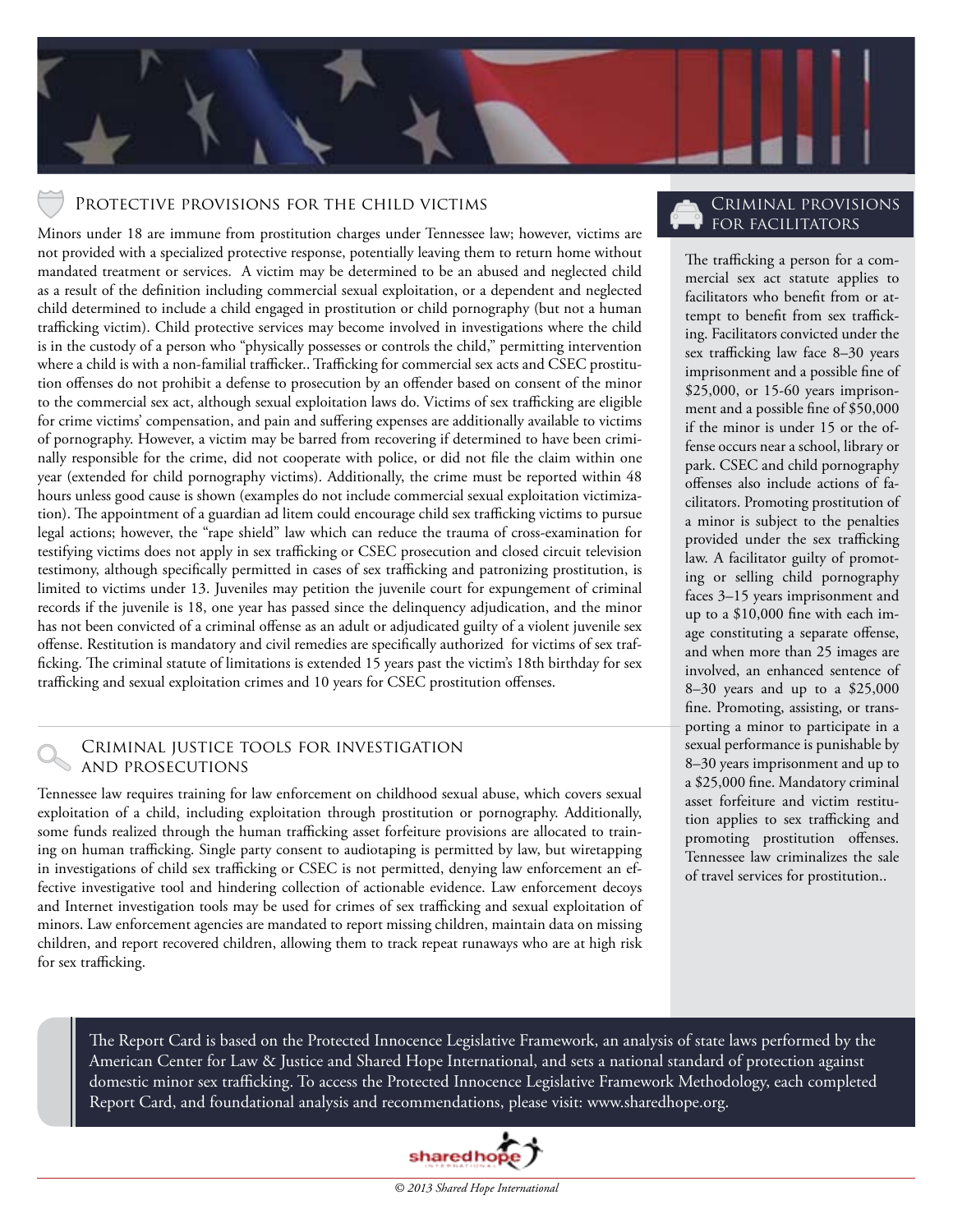## Protective provisions for the child victims

Minors under 18 are immune from prostitution charges under Tennessee law; however, victims are not provided with a specialized protective response, potentially leaving them to return home without mandated treatment or services. A victim may be determined to be an abused and neglected child as a result of the definition including commercial sexual exploitation, or a dependent and neglected child determined to include a child engaged in prostitution or child pornography (but not a human trafficking victim). Child protective services may become involved in investigations where the child is in the custody of a person who "physically possesses or controls the child," permitting intervention where a child is with a non-familial trafficker.. Trafficking for commercial sex acts and CSEC prostitution offenses do not prohibit a defense to prosecution by an offender based on consent of the minor to the commercial sex act, although sexual exploitation laws do. Victims of sex trafficking are eligible for crime victims' compensation, and pain and suffering expenses are additionally available to victims of pornography. However, a victim may be barred from recovering if determined to have been criminally responsible for the crime, did not cooperate with police, or did not file the claim within one year (extended for child pornography victims). Additionally, the crime must be reported within 48 hours unless good cause is shown (examples do not include commercial sexual exploitation victimization). The appointment of a guardian ad litem could encourage child sex trafficking victims to pursue legal actions; however, the "rape shield" law which can reduce the trauma of cross-examination for testifying victims does not apply in sex trafficking or CSEC prosecution and closed circuit television testimony, although specifically permitted in cases of sex trafficking and patronizing prostitution, is limited to victims under 13. Juveniles may petition the juvenile court for expungement of criminal records if the juvenile is 18, one year has passed since the delinquency adjudication, and the minor has not been convicted of a criminal offense as an adult or adjudicated guilty of a violent juvenile sex offense. Restitution is mandatory and civil remedies are specifically authorized for victims of sex trafficking. The criminal statute of limitations is extended 15 years past the victim's 18th birthday for sex trafficking and sexual exploitation crimes and 10 years for CSEC prostitution offenses.

## Criminal justice tools for investigation and prosecutions

Tennessee law requires training for law enforcement on childhood sexual abuse, which covers sexual exploitation of a child, including exploitation through prostitution or pornography. Additionally, some funds realized through the human trafficking asset forfeiture provisions are allocated to training on human trafficking. Single party consent to audiotaping is permitted by law, but wiretapping in investigations of child sex trafficking or CSEC is not permitted, denying law enforcement an effective investigative tool and hindering collection of actionable evidence. Law enforcement decoys and Internet investigation tools may be used for crimes of sex trafficking and sexual exploitation of minors. Law enforcement agencies are mandated to report missing children, maintain data on missing children, and report recovered children, allowing them to track repeat runaways who are at high risk for sex trafficking.

## Criminal provisions for facilitators

The trafficking a person for a commercial sex act statute applies to facilitators who benefit from or attempt to benefit from sex trafficking. Facilitators convicted under the sex trafficking law face 8–30 years imprisonment and a possible fine of $25,000, or 15-60 years imprisonment and a possible fine of $50,000 if the minor is under 15 or the offense occurs near a school, library or park. CSEC and child pornography offenses also include actions of facilitators. Promoting prostitution of a minor is subject to the penalties provided under the sex trafficking law. A facilitator guilty of promoting or selling child pornography faces 3–15 years imprisonment and up to a $10,000 fine with each image constituting a separate offense, and when more than 25 images are involved, an enhanced sentence of 8–30 years and up to a $25,000 fine. Promoting, assisting, or transporting a minor to participate in a sexual performance is punishable by 8–30 years imprisonment and up to a $25,000 fine. Mandatory criminal asset forfeiture and victim restitution applies to sex trafficking and promoting prostitution offenses. Tennessee law criminalizes the sale of travel services for prostitution..

The Report Card is based on the Protected Innocence Legislative Framework, an analysis of state laws performed by the American Center for Law & Justice and Shared Hope International, and sets a national standard of protection against domestic minor sex trafficking. To access the Protected Innocence Legislative Framework Methodology, each completed Report Card, and foundational analysis and recommendations, please visit: www.sharedhope.org.

sharedhope INTERNATIONAL

*© 2013 Shared Hope International*